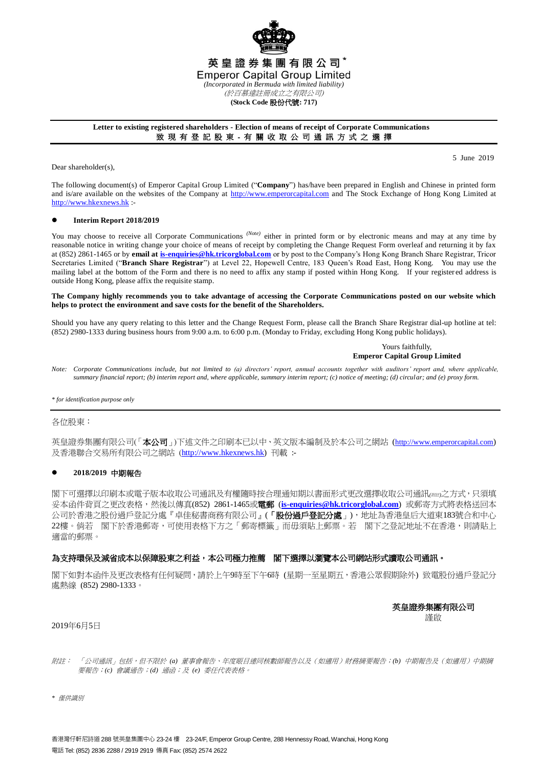# 英皇證券集團有限公司*
# Emperor Capital Group Limited

*(Incorporated in Bermuda with limited liability)*
*(於百慕達註冊成立之有限公司)*
**(Stock Code 股份代號: 717)**

---

**Letter to existing registered shareholders - Election of means of receipt of Corporate Communications**
**致 現 有 登 記 股 東 - 有 關 收 取 公 司 通 訊 方 式 之 選 擇**

---

5 June 2019

Dear shareholder(s),

The following document(s) of Emperor Capital Group Limited ("**Company**") has/have been prepared in English and Chinese in printed form and is/are available on the websites of the Company at http://www.emperorcapital.com and The Stock Exchange of Hong Kong Limited at http://www.hkexnews.hk :-

- **Interim Report 2018/2019**

You may choose to receive all Corporate Communications *(Note)* either in printed form or by electronic means and may at any time by reasonable notice in writing change your choice of means of receipt by completing the Change Request Form overleaf and returning it by fax at (852) 2861-1465 or by **email at is-enquiries@hk.tricorglobal.com** or by post to the Company's Hong Kong Branch Share Registrar, Tricor Secretaries Limited ("**Branch Share Registrar**") at Level 22, Hopewell Centre, 183 Queen's Road East, Hong Kong. You may use the mailing label at the bottom of the Form and there is no need to affix any stamp if posted within Hong Kong. If your registered address is outside Hong Kong, please affix the requisite stamp.

**The Company highly recommends you to take advantage of accessing the Corporate Communications posted on our website which helps to protect the environment and save costs for the benefit of the Shareholders.**

Should you have any query relating to this letter and the Change Request Form, please call the Branch Share Registrar dial-up hotline at tel: (852) 2980-1333 during business hours from 9:00 a.m. to 6:00 p.m. (Monday to Friday, excluding Hong Kong public holidays).

Yours faithfully,
**Emperor Capital Group Limited**

*Note: Corporate Communications include, but not limited to (a) directors' report, annual accounts together with auditors' report and, where applicable, summary financial report; (b) interim report and, where applicable, summary interim report; (c) notice of meeting; (d) circular; and (e) proxy form.*

*\* for identification purpose only*

---

各位股東：

英皇證券集團有限公司(「**本公司**」)下述文件之印刷本已以中、英文版本編制及於本公司之網站 (http://www.emperorcapital.com) 及香港聯合交易所有限公司之網站 (http://www.hkexnews.hk) 刊載 :-

- **2018/2019 中期報告**

閣下可選擇以印刷本或電子版本收取公司通訊及有權隨時按合理通知期以書面形式更改選擇收取公司通訊*(附註)*之方式，只須填妥本函件背頁之更改表格，然後以傳真(852) 2861-1465或**電郵** (**is-enquiries@hk.tricorglobal.com**) 或郵寄方式將表格送回本公司於香港之股份過戶登記分處『卓佳秘書商務有限公司』(「**股份過戶登記分處**」)，地址為香港皇后大道東183號合和中心22樓。倘若 閣下於香港郵寄，可使用表格下方之「郵寄標籤」而毋須貼上郵票。若 閣下之登記地址不在香港，則請貼上適當的郵票。

**為支持環保及減省成本以保障股東之利益，本公司極力推薦 閣下選擇以瀏覽本公司網站形式讀取公司通訊。**

閣下如對本函件及更改表格有任何疑問，請於上午9時至下午6時 (星期一至星期五，香港公眾假期除外) 致電股份過戶登記分處熱線 (852) 2980-1333。

**英皇證券集團有限公司**
謹啟

2019年6月5日

*附註： 「公司通訊」包括，但不限於 (a) 董事會報告、年度賬目連同核數師報告以及（如適用）財務摘要報告；(b) 中期報告及（如適用）中期摘要報告；(c) 會議通告；(d) 通函；及 (e) 委任代表表格。*

*\* 僅供識別*

香港灣仔軒尼詩道 288 號英皇集團中心 23-24 樓 23-24/F, Emperor Group Centre, 288 Hennessy Road, Wanchai, Hong Kong
電話 Tel: (852) 2836 2288 / 2919 2919 傳真 Fax: (852) 2574 2622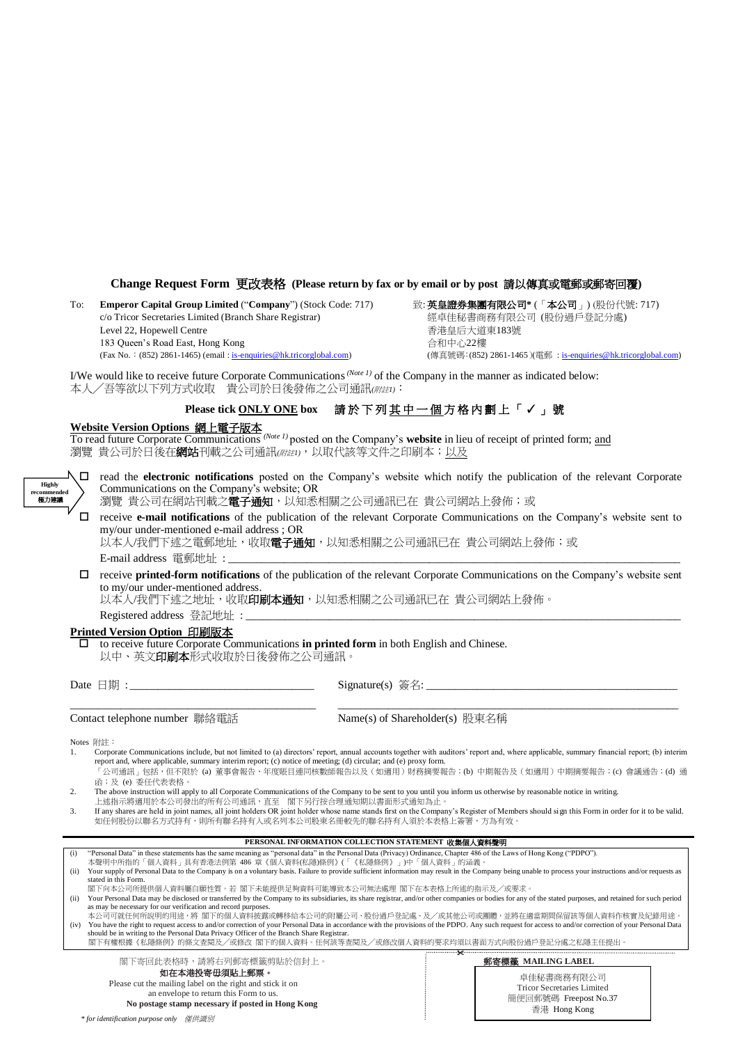## Change Request Form 更改表格 (Please return by fax or by email or by post 請以傳真或電郵或郵寄回覆)

To: **Emperor Capital Group Limited** ("**Company**") (Stock Code: 717)
c/o Tricor Secretaries Limited (Branch Share Registrar)
Level 22, Hopewell Centre
183 Queen's Road East, Hong Kong
(Fax No.：(852) 2861-1465) (email : is-enquiries@hk.tricorglobal.com)

致: **英皇證券集團有限公司***(「**本公司**」) (股份代號: 717)
經卓佳秘書商務有限公司 (股份過戶登記分處)
香港皇后大道東183號
合和中心22樓
(傳真號碼:(852) 2861-1465 )(電郵 ：is-enquiries@hk.tricorglobal.com)

I/We would like to receive future Corporate Communications (Note 1) of the Company in the manner as indicated below:
本人／吾等欲以下列方式收取 貴公司於日後發佈之公司通訊(附註1)：

**Please tick ONLY ONE box 請於下列其中一個方格內劃上「✓」號**

**Website Version Options 網上電子版本**

To read future Corporate Communications (Note 1) posted on the Company's **website** in lieu of receipt of printed form; and
瀏覽 貴公司在日後在**網站**刊載之公司通訊(附註1)，以取代該等文件之印刷本；以及

Highly recommended 極力建議

☐ read the **electronic notifications** posted on the Company's website which notify the publication of the relevant Corporate Communications on the Company's website; OR
瀏覽 貴公司在網站刊載之**電子通知**，以知悉相關之公司通訊已在 貴公司網站上發佈；或

☐ receive **e-mail notifications** of the publication of the relevant Corporate Communications on the Company's website sent to my/our under-mentioned e-mail address ; OR
以本人/我們下述之電郵地址，收取**電子通知**，以知悉相關之公司通訊已在 貴公司網站上發佈；或
E-mail address 電郵地址 ：\_\_\_\_\_\_\_\_\_\_\_\_\_\_\_\_\_\_\_\_\_\_\_\_\_\_\_\_\_\_\_\_

☐ receive **printed-form notifications** of the publication of the relevant Corporate Communications on the Company's website sent to my/our under-mentioned address.
以本人/我們下述之地址，收取**印刷本通知**，以知悉相關之公司通訊已在 貴公司網站上發佈。
Registered address 登記地址 ：\_\_\_\_\_\_\_\_\_\_\_\_\_\_\_\_\_\_\_\_\_\_\_\_\_\_\_\_\_\_\_\_

**Printed Version Option 印刷版本**

☐ to receive future Corporate Communications **in printed form** in both English and Chinese.
以中、英文**印刷本**形式收取於日後發佈之公司通訊。

Date 日期 ：\_\_\_\_\_\_\_\_\_\_\_\_\_\_\_\_\_\_\_\_ Signature(s) 簽名: \_\_\_\_\_\_\_\_\_\_\_\_\_\_\_\_\_\_\_\_

\_\_\_\_\_\_\_\_\_\_\_\_\_\_\_\_\_\_\_\_ \_\_\_\_\_\_\_\_\_\_\_\_\_\_\_\_\_\_\_\_
Contact telephone number 聯絡電話 Name(s) of Shareholder(s) 股東名稱

Notes 附註：

1. Corporate Communications include, but not limited to (a) directors' report, annual accounts together with auditors' report and, where applicable, summary financial report; (b) interim report and, where applicable, summary interim report; (c) notice of meeting; (d) circular; and (e) proxy form.
「公司通訊」包括，但不限於 (a) 董事會報告、年度賬目連同核數師報告以及（如適用）財務摘要報告；(b) 中期報告及（如適用）中期摘要報告；(c) 會議通告；(d) 通函；及 (e) 委任代表表格。
2. The above instruction will apply to all Corporate Communications of the Company to be sent to you until you inform us otherwise by reasonable notice in writing.
上述指示將適用於本公司發出的所有公司通訊，直至 閣下另行按合理通知期以書面形式通知為止。
3. If any shares are held in joint names, all joint holders OR joint holder whose name stands first on the Company's Register of Members should sign this Form in order for it to be valid.
如任何股份以聯名方式持有，則所有聯名持有人或名列本公司股東名冊較先的聯名持有人須於本表格上簽署，方為有效。

**PERSONAL INFORMATION COLLECTION STATEMENT 收集個人資料聲明**

(i) "Personal Data" in these statements has the same meaning as "personal data" in the Personal Data (Privacy) Ordinance, Chapter 486 of the Laws of Hong Kong ("PDPO").
本聲明中所指的「個人資料」具有香港法例第 486 章《個人資料(私隱)條例》(「《私隱條例》」)中「個人資料」的涵義。

(ii) Your supply of Personal Data to the Company is on a voluntary basis. Failure to provide sufficient information may result in the Company being unable to process your instructions and/or requests as stated in this Form.
閣下向本公司所提供個人資料屬自願性質。若 閣下未能提供足夠資料可能導致本公司無法處理 閣下在本表格上所述的指示及／或要求。

(ii) Your Personal Data may be disclosed or transferred by the Company to its subsidiaries, its share registrar, and/or other companies or bodies for any of the stated purposes, and retained for such period as may be necessary for our verification and record purposes.
本公司可就任何所說明的用途，將 閣下的個人資料披露或轉移給本公司的附屬公司、股份過戶登記處、及／或其他公司或團體，並將在適當期間保留該等個人資料作核實及紀錄用途。

(iv) You have the right to request access to and/or correction of your Personal Data in accordance with the provisions of the PDPO. Any such request for access to and/or correction of your Personal Data should be in writing to the Personal Data Privacy Officer of the Branch Share Registrar.
閣下有權根據《私隱條例》的條文查閱及／或修改 閣下的個人資料。任何該等查閱及／或修改個人資料的要求均須以書面方式向股份過戶登記分處之私隱主任提出。

閣下寄回此表格時，請將右列郵寄標籤剪貼於信封上。
**如在本港投寄毋須貼上郵票。**
Please cut the mailing label on the right and stick it on an envelope to return this Form to us.
**No postage stamp necessary if posted in Hong Kong**

**郵寄標籤 MAILING LABEL**

卓佳秘書商務有限公司
Tricor Secretaries Limited
簡便回郵號碼 Freepost No.37
香港 Hong Kong

*\* for identification purpose only 僅供識別*